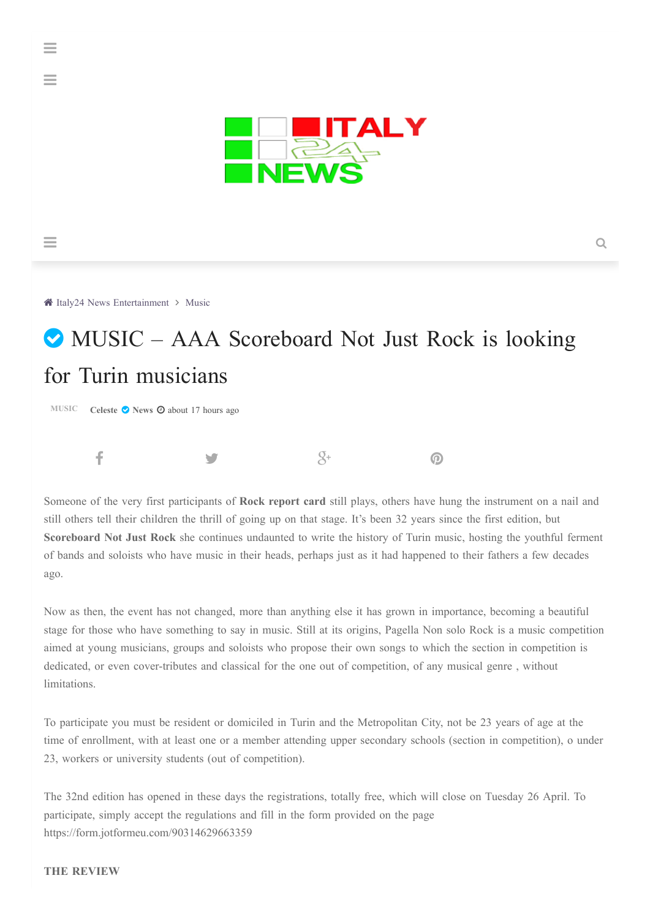Italy24 News Entertainment > Music

# MUSIC – AAA Scoreboard Not Just Rock is looking for Turin musicians

MUSIC Celeste News about 17 hours ago

Someone of the very first participants of **Rock report card** still plays, others have hung the instrument on a nail and still others tell their children the thrill of going up on that stage. It's been 32 years since the first edition, but **Scoreboard Not Just Rock** she continues undaunted to write the history of Turin music, hosting the youthful ferment of bands and soloists who have music in their heads, perhaps just as it had happened to their fathers a few decades ago.

Now as then, the event has not changed, more than anything else it has grown in importance, becoming a beautiful stage for those who have something to say in music. Still at its origins, Pagella Non solo Rock is a music competition aimed at young musicians, groups and soloists who propose their own songs to which the section in competition is dedicated, or even cover-tributes and classical for the one out of competition, of any musical genre , without limitations.

To participate you must be resident or domiciled in Turin and the Metropolitan City, not be 23 years of age at the time of enrollment, with at least one or a member attending upper secondary schools (section in competition), o under 23, workers or university students (out of competition).

The 32nd edition has opened in these days the registrations, totally free, which will close on Tuesday 26 April. To participate, simply accept the regulations and fill in the form provided on the page https://form.jotformeu.com/90314629663359

**THE REVIEW**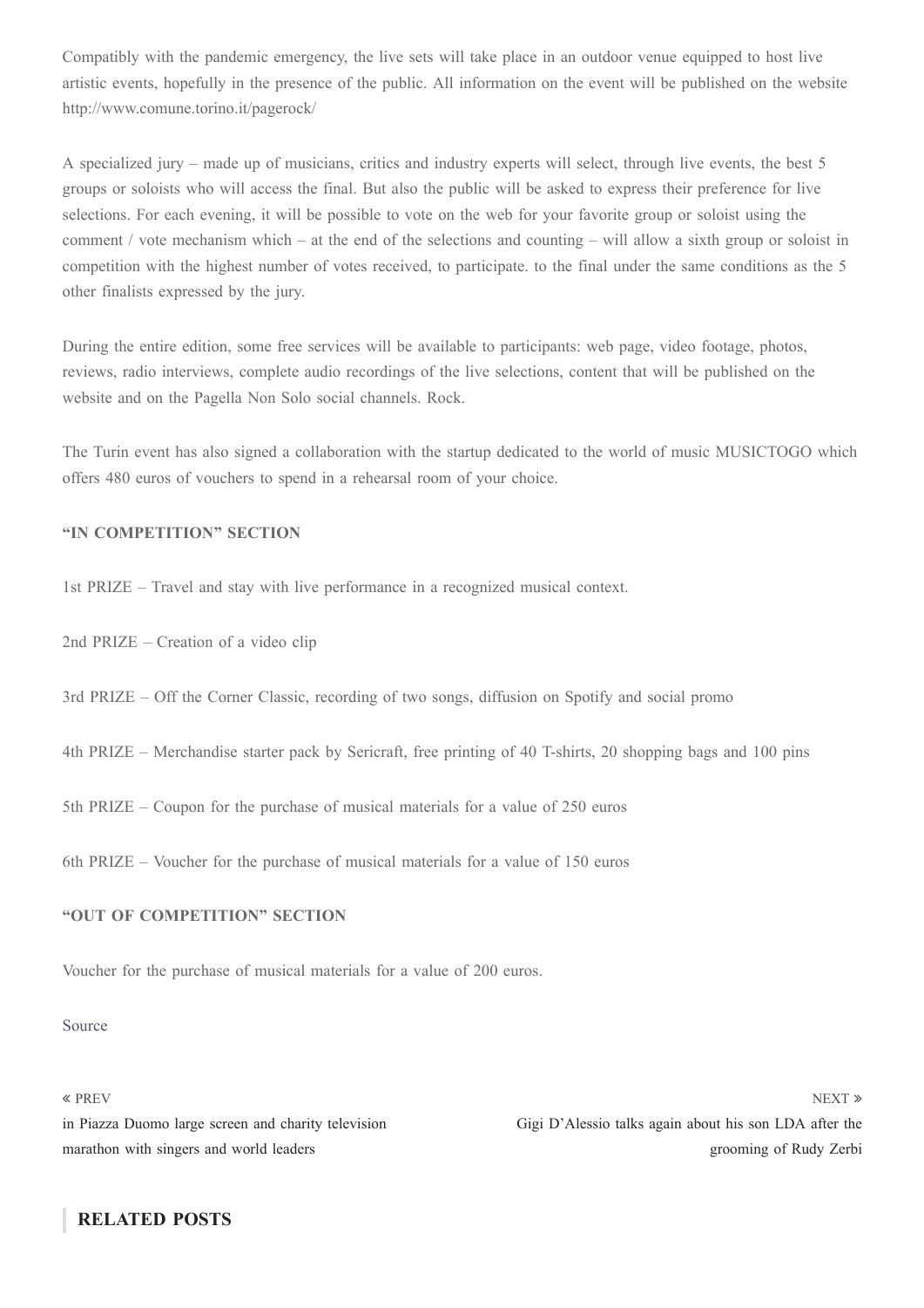Compatibly with the pandemic emergency, the live sets will take place in an outdoor venue equipped to host live artistic events, hopefully in the presence of the public. All information on the event will be published on the website http://www.comune.torino.it/pagerock/

A specialized jury – made up of musicians, critics and industry experts will select, through live events, the best 5 groups or soloists who will access the final. But also the public will be asked to express their preference for live selections. For each evening, it will be possible to vote on the web for your favorite group or soloist using the comment / vote mechanism which – at the end of the selections and counting – will allow a sixth group or soloist in competition with the highest number of votes received, to participate. to the final under the same conditions as the 5 other finalists expressed by the jury.

During the entire edition, some free services will be available to participants: web page, video footage, photos, reviews, radio interviews, complete audio recordings of the live selections, content that will be published on the website and on the Pagella Non Solo social channels. Rock.

The Turin event has also signed a collaboration with the startup dedicated to the world of music MUSICTOGO which offers 480 euros of vouchers to spend in a rehearsal room of your choice.

**"IN COMPETITION" SECTION**

1st PRIZE – Travel and stay with live performance in a recognized musical context.

2nd PRIZE – Creation of a video clip

3rd PRIZE – Off the Corner Classic, recording of two songs, diffusion on Spotify and social promo

4th PRIZE – Merchandise starter pack by Sericraft, free printing of 40 T-shirts, 20 shopping bags and 100 pins

5th PRIZE – Coupon for the purchase of musical materials for a value of 250 euros

6th PRIZE – Voucher for the purchase of musical materials for a value of 150 euros

**"OUT OF COMPETITION" SECTION**

Voucher for the purchase of musical materials for a value of 200 euros.

Source

« PREV
in Piazza Duomo large screen and charity television marathon with singers and world leaders

NEXT »
Gigi D'Alessio talks again about his son LDA after the grooming of Rudy Zerbi

## RELATED POSTS